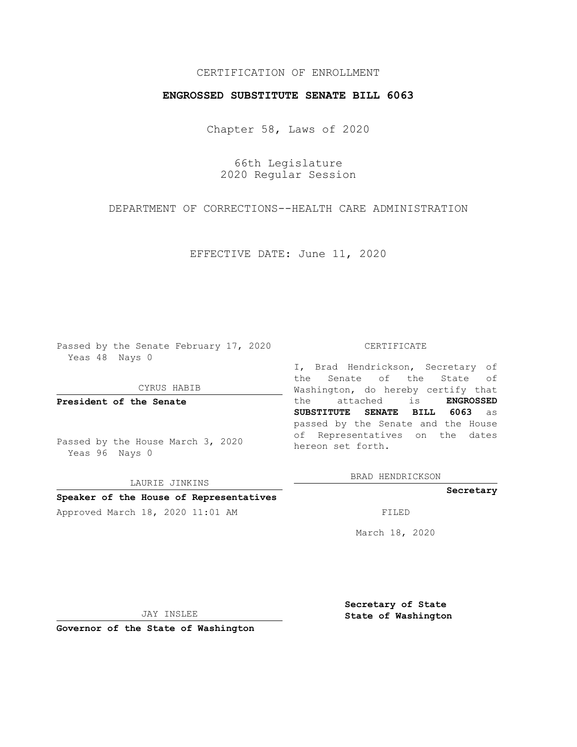CERTIFICATION OF ENROLLMENT

**ENGROSSED SUBSTITUTE SENATE BILL 6063**

Chapter 58, Laws of 2020

66th Legislature
2020 Regular Session

DEPARTMENT OF CORRECTIONS--HEALTH CARE ADMINISTRATION

EFFECTIVE DATE: June 11, 2020

Passed by the Senate February 17, 2020
Yeas 48 Nays 0

CYRUS HABIB

**President of the Senate**

Passed by the House March 3, 2020
Yeas 96 Nays 0

LAURIE JINKINS

**Speaker of the House of Representatives**

Approved March 18, 2020 11:01 AM

JAY INSLEE

**Governor of the State of Washington**

CERTIFICATE

I, Brad Hendrickson, Secretary of the Senate of the State of Washington, do hereby certify that the attached is **ENGROSSED SUBSTITUTE SENATE BILL 6063** as passed by the Senate and the House of Representatives on the dates hereon set forth.

BRAD HENDRICKSON

**Secretary**

FILED

March 18, 2020

**Secretary of State**
**State of Washington**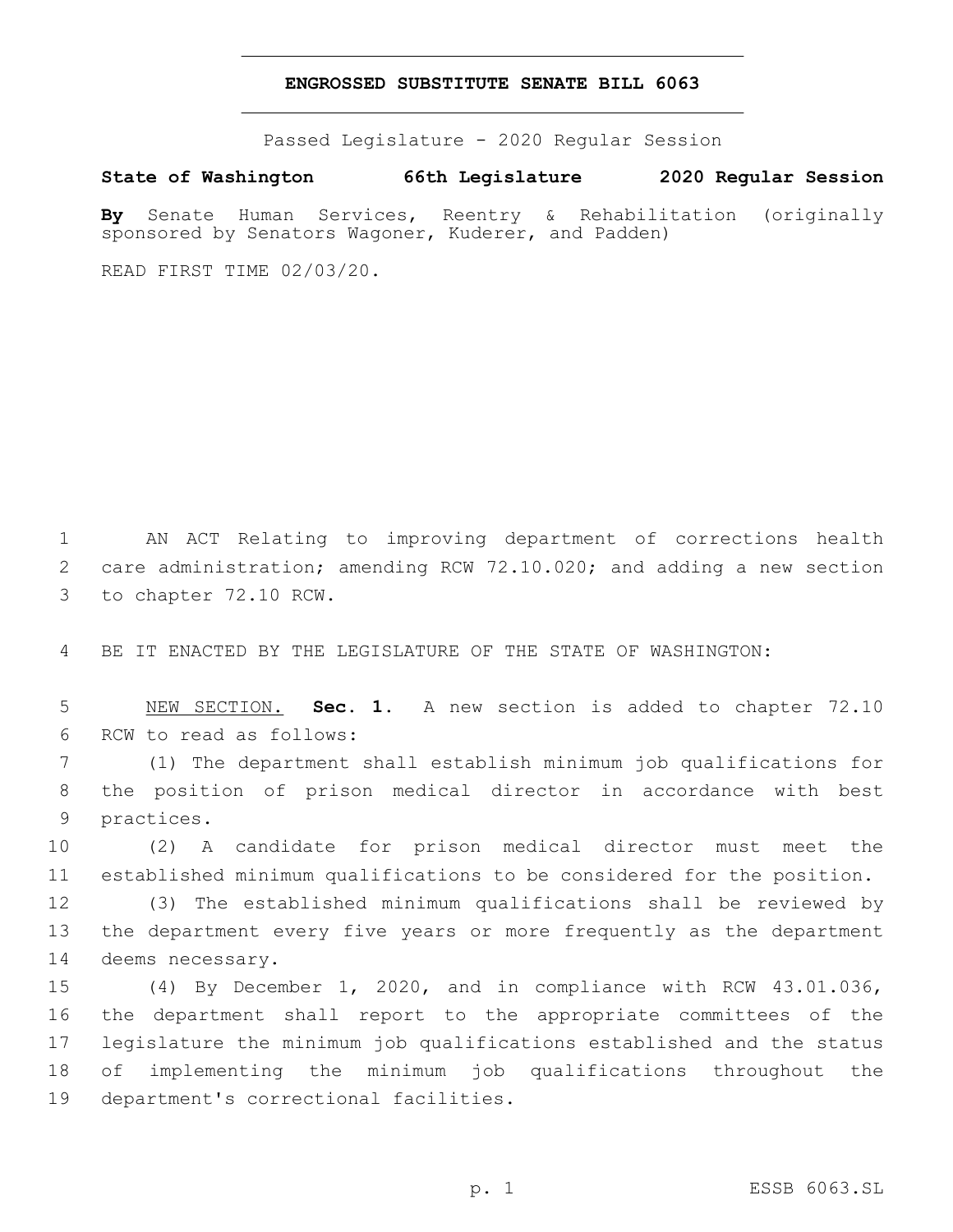# ENGROSSED SUBSTITUTE SENATE BILL 6063

Passed Legislature - 2020 Regular Session

**State of Washington 66th Legislature 2020 Regular Session**

**By** Senate Human Services, Reentry & Rehabilitation (originally sponsored by Senators Wagoner, Kuderer, and Padden)

READ FIRST TIME 02/03/20.

AN ACT Relating to improving department of corrections health care administration; amending RCW 72.10.020; and adding a new section to chapter 72.10 RCW.

BE IT ENACTED BY THE LEGISLATURE OF THE STATE OF WASHINGTON:

NEW SECTION. **Sec. 1.** A new section is added to chapter 72.10 RCW to read as follows:

(1) The department shall establish minimum job qualifications for the position of prison medical director in accordance with best practices.

(2) A candidate for prison medical director must meet the established minimum qualifications to be considered for the position.

(3) The established minimum qualifications shall be reviewed by the department every five years or more frequently as the department deems necessary.

(4) By December 1, 2020, and in compliance with RCW 43.01.036, the department shall report to the appropriate committees of the legislature the minimum job qualifications established and the status of implementing the minimum job qualifications throughout the department's correctional facilities.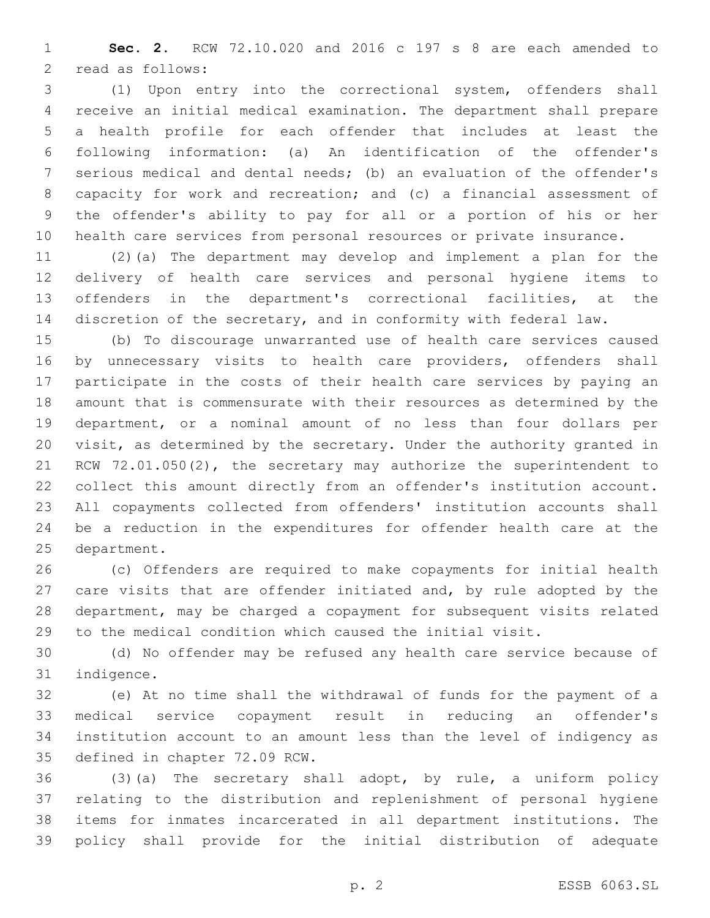**Sec. 2.** RCW 72.10.020 and 2016 c 197 s 8 are each amended to read as follows:

(1) Upon entry into the correctional system, offenders shall receive an initial medical examination. The department shall prepare a health profile for each offender that includes at least the following information: (a) An identification of the offender's serious medical and dental needs; (b) an evaluation of the offender's capacity for work and recreation; and (c) a financial assessment of the offender's ability to pay for all or a portion of his or her health care services from personal resources or private insurance.

(2)(a) The department may develop and implement a plan for the delivery of health care services and personal hygiene items to offenders in the department's correctional facilities, at the discretion of the secretary, and in conformity with federal law.

(b) To discourage unwarranted use of health care services caused by unnecessary visits to health care providers, offenders shall participate in the costs of their health care services by paying an amount that is commensurate with their resources as determined by the department, or a nominal amount of no less than four dollars per visit, as determined by the secretary. Under the authority granted in RCW 72.01.050(2), the secretary may authorize the superintendent to collect this amount directly from an offender's institution account. All copayments collected from offenders' institution accounts shall be a reduction in the expenditures for offender health care at the department.

(c) Offenders are required to make copayments for initial health care visits that are offender initiated and, by rule adopted by the department, may be charged a copayment for subsequent visits related to the medical condition which caused the initial visit.

(d) No offender may be refused any health care service because of indigence.

(e) At no time shall the withdrawal of funds for the payment of a medical service copayment result in reducing an offender's institution account to an amount less than the level of indigency as defined in chapter 72.09 RCW.

(3)(a) The secretary shall adopt, by rule, a uniform policy relating to the distribution and replenishment of personal hygiene items for inmates incarcerated in all department institutions. The policy shall provide for the initial distribution of adequate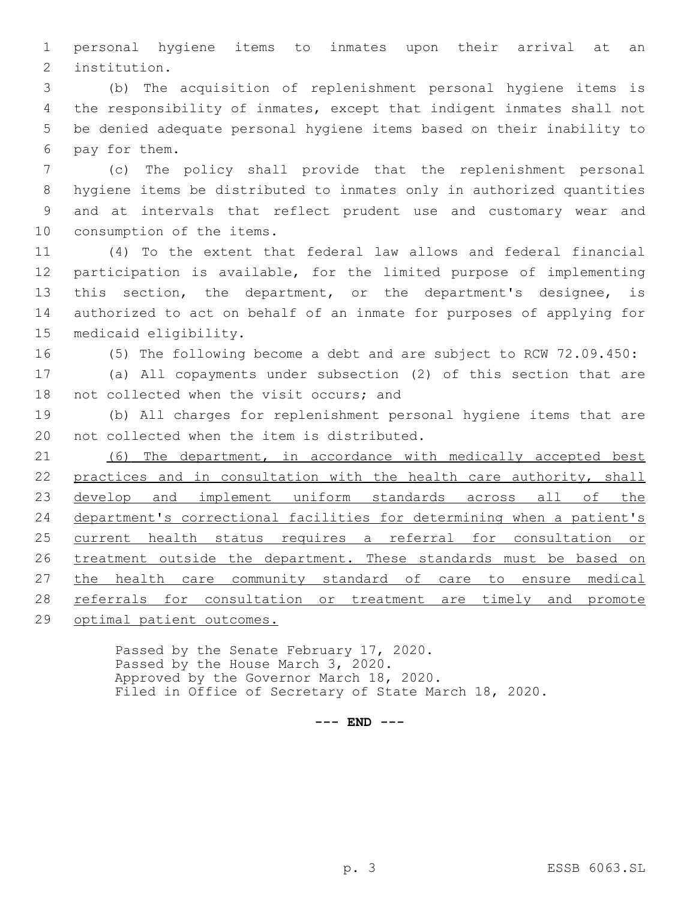personal hygiene items to inmates upon their arrival at an institution.

(b) The acquisition of replenishment personal hygiene items is the responsibility of inmates, except that indigent inmates shall not be denied adequate personal hygiene items based on their inability to pay for them.

(c) The policy shall provide that the replenishment personal hygiene items be distributed to inmates only in authorized quantities and at intervals that reflect prudent use and customary wear and consumption of the items.

(4) To the extent that federal law allows and federal financial participation is available, for the limited purpose of implementing this section, the department, or the department's designee, is authorized to act on behalf of an inmate for purposes of applying for medicaid eligibility.

(5) The following become a debt and are subject to RCW 72.09.450:

(a) All copayments under subsection (2) of this section that are not collected when the visit occurs; and

(b) All charges for replenishment personal hygiene items that are not collected when the item is distributed.

<u>(6) The department, in accordance with medically accepted best practices and in consultation with the health care authority, shall develop and implement uniform standards across all of the department's correctional facilities for determining when a patient's current health status requires a referral for consultation or treatment outside the department. These standards must be based on the health care community standard of care to ensure medical referrals for consultation or treatment are timely and promote optimal patient outcomes.</u>

Passed by the Senate February 17, 2020.
Passed by the House March 3, 2020.
Approved by the Governor March 18, 2020.
Filed in Office of Secretary of State March 18, 2020.

**--- END ---**